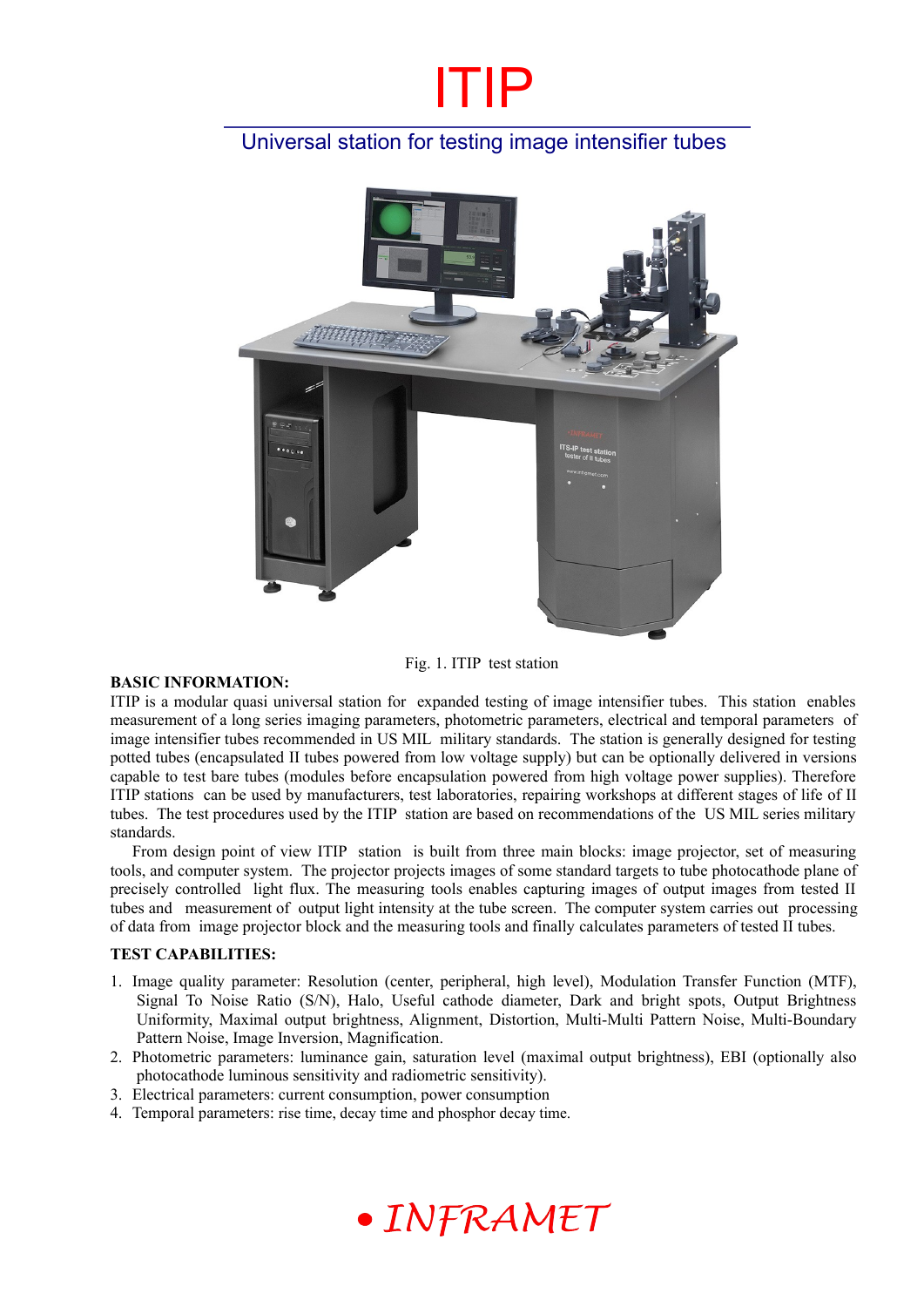# ITIP

## Universal station for testing image intensifier tubes

Fig. 1. ITIP test station

**BASIC INFORMATION:**

ITIP is a modular quasi universal station for expanded testing of image intensifier tubes. This station enables measurement of a long series imaging parameters, photometric parameters, electrical and temporal parameters of image intensifier tubes recommended in US MIL military standards. The station is generally designed for testing potted tubes (encapsulated II tubes powered from low voltage supply) but can be optionally delivered in versions capable to test bare tubes (modules before encapsulation powered from high voltage power supplies). Therefore ITIP stations can be used by manufacturers, test laboratories, repairing workshops at different stages of life of II tubes. The test procedures used by the ITIP station are based on recommendations of the US MIL series military standards.

From design point of view ITIP station is built from three main blocks: image projector, set of measuring tools, and computer system. The projector projects images of some standard targets to tube photocathode plane of precisely controlled light flux. The measuring tools enables capturing images of output images from tested II tubes and measurement of output light intensity at the tube screen. The computer system carries out processing of data from image projector block and the measuring tools and finally calculates parameters of tested II tubes.

**TEST CAPABILITIES:**

1. Image quality parameter: Resolution (center, peripheral, high level), Modulation Transfer Function (MTF), Signal To Noise Ratio (S/N), Halo, Useful cathode diameter, Dark and bright spots, Output Brightness Uniformity, Maximal output brightness, Alignment, Distortion, Multi-Multi Pattern Noise, Multi-Boundary Pattern Noise, Image Inversion, Magnification.
2. Photometric parameters: luminance gain, saturation level (maximal output brightness), EBI (optionally also photocathode luminous sensitivity and radiometric sensitivity).
3. Electrical parameters: current consumption, power consumption
4. Temporal parameters: rise time, decay time and phosphor decay time.

• *INFRAMET*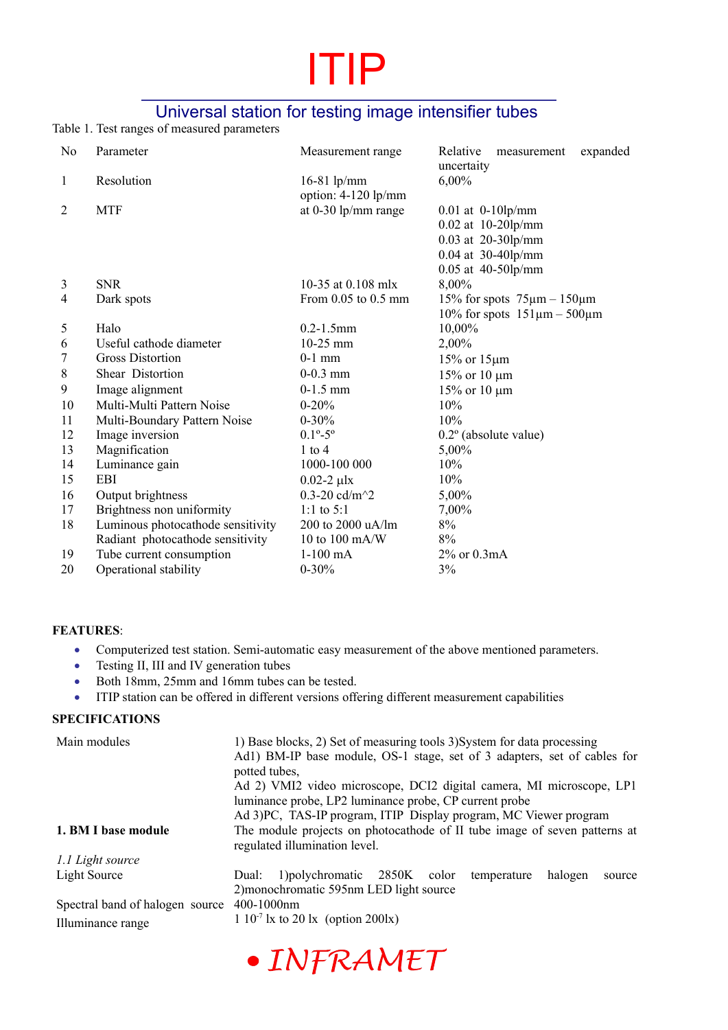# ITIP

## Universal station for testing image intensifier tubes

Table 1. Test ranges of measured parameters

| No | Parameter | Measurement range | Relative measurement expanded uncertaity |
|---|---|---|---|
| 1 | Resolution | 16-81 lp/mm<br>option: 4-120 lp/mm | 6,00% |
| 2 | MTF | at 0-30 lp/mm range | 0.01 at 0-10lp/mm<br>0.02 at 10-20lp/mm<br>0.03 at 20-30lp/mm<br>0.04 at 30-40lp/mm<br>0.05 at 40-50lp/mm |
| 3 | SNR | 10-35 at 0.108 mlx | 8,00% |
| 4 | Dark spots | From 0.05 to 0.5 mm | 15% for spots 75µm – 150µm<br>10% for spots 151µm – 500µm |
| 5 | Halo | 0.2-1.5mm | 10,00% |
| 6 | Useful cathode diameter | 10-25 mm | 2,00% |
| 7 | Gross Distortion | 0-1 mm | 15% or 15µm |
| 8 | Shear Distortion | 0-0.3 mm | 15% or 10 µm |
| 9 | Image alignment | 0-1.5 mm | 15% or 10 µm |
| 10 | Multi-Multi Pattern Noise | 0-20% | 10% |
| 11 | Multi-Boundary Pattern Noise | 0-30% | 10% |
| 12 | Image inversion | 0.1º-5º | 0.2º (absolute value) |
| 13 | Magnification | 1 to 4 | 5,00% |
| 14 | Luminance gain | 1000-100 000 | 10% |
| 15 | EBI | 0.02-2 µlx | 10% |
| 16 | Output brightness | 0.3-20 cd/m^2 | 5,00% |
| 17 | Brightness non uniformity | 1:1 to 5:1 | 7,00% |
| 18 | Luminous photocathode sensitivity<br>Radiant photocathode sensitivity | 200 to 2000 uA/lm<br>10 to 100 mA/W | 8%<br>8% |
| 19 | Tube current consumption | 1-100 mA | 2% or 0.3mA |
| 20 | Operational stability | 0-30% | 3% |

**FEATURES**:

- Computerized test station. Semi-automatic easy measurement of the above mentioned parameters.
- Testing II, III and IV generation tubes
- Both 18mm, 25mm and 16mm tubes can be tested.
- ITIP station can be offered in different versions offering different measurement capabilities

**SPECIFICATIONS**

| | |
|---|---|
| Main modules | 1) Base blocks, 2) Set of measuring tools 3)System for data processing<br>Ad1) BM-IP base module, OS-1 stage, set of 3 adapters, set of cables for potted tubes,<br>Ad 2) VMI2 video microscope, DCI2 digital camera, MI microscope, LP1 luminance probe, LP2 luminance probe, CP current probe<br>Ad 3)PC, TAS-IP program, ITIP Display program, MC Viewer program |
| **1. BM I base module** | The module projects on photocathode of II tube image of seven patterns at regulated illumination level. |
| *1.1 Light source* | |
| Light Source | Dual: 1)polychromatic 2850K color temperature halogen source 2)monochromatic 595nm LED light source |
| Spectral band of halogen source | 400-1000nm |
| Illuminance range | 1 $10^{-7}$ lx to 20 lx (option 200lx) |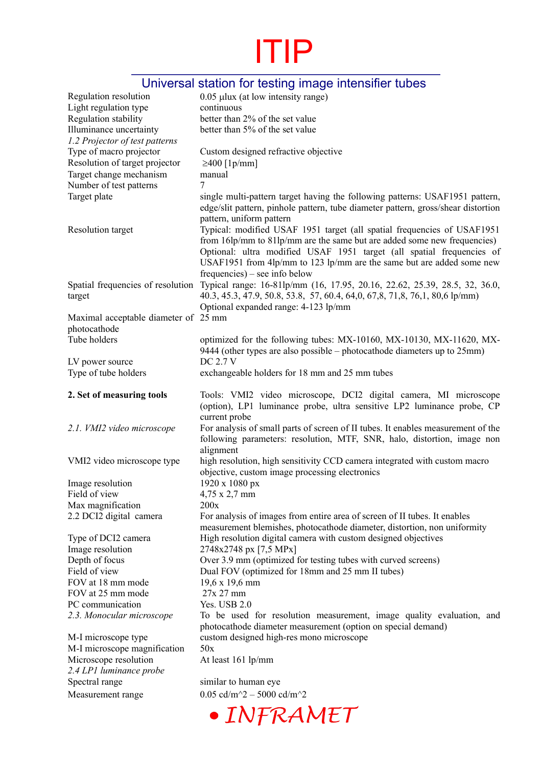# ITIP

## Universal station for testing image intensifier tubes

| | |
|---|---|
| Regulation resolution | 0.05 µlux (at low intensity range) |
| Light regulation type | continuous |
| Regulation stability | better than 2% of the set value |
| Illuminance uncertainty | better than 5% of the set value |
| *1.2 Projector of test patterns* | |
| Type of macro projector | Custom designed refractive objective |
| Resolution of target projector | ≥400 [1p/mm] |
| Target change mechanism | manual |
| Number of test patterns | 7 |
| Target plate | single multi-pattern target having the following patterns: USAF1951 pattern, edge/slit pattern, pinhole pattern, tube diameter pattern, gross/shear distortion pattern, uniform pattern |
| Resolution target | Typical: modified USAF 1951 target (all spatial frequencies of USAF1951 from 16lp/mm to 81lp/mm are the same but are added some new frequencies) Optional: ultra modified USAF 1951 target (all spatial frequencies of USAF1951 from 4lp/mm to 123 lp/mm are the same but are added some new frequencies) – see info below |
| Spatial frequencies of resolution target | Typical range: 16-81lp/mm (16, 17.95, 20.16, 22.62, 25.39, 28.5, 32, 36.0, 40.3, 45.3, 47.9, 50.8, 53.8, 57, 60.4, 64,0, 67,8, 71,8, 76,1, 80,6 lp/mm) Optional expanded range: 4-123 lp/mm |
| Maximal acceptable diameter of photocathode | 25 mm |
| Tube holders | optimized for the following tubes: MX-10160, MX-10130, MX-11620, MX-9444 (other types are also possible – photocathode diameters up to 25mm) |
| LV power source | DC 2.7 V |
| Type of tube holders | exchangeable holders for 18 mm and 25 mm tubes |
| **2. Set of measuring tools** | Tools: VMI2 video microscope, DCI2 digital camera, MI microscope (option), LP1 luminance probe, ultra sensitive LP2 luminance probe, CP current probe |
| *2.1. VMI2 video microscope* | For analysis of small parts of screen of II tubes. It enables measurement of the following parameters: resolution, MTF, SNR, halo, distortion, image non alignment |
| VMI2 video microscope type | high resolution, high sensitivity CCD camera integrated with custom macro objective, custom image processing electronics |
| Image resolution | 1920 x 1080 px |
| Field of view | 4,75 x 2,7 mm |
| Max magnification | 200x |
| 2.2 DCI2 digital camera | For analysis of images from entire area of screen of II tubes. It enables measurement blemishes, photocathode diameter, distortion, non uniformity |
| Type of DCI2 camera | High resolution digital camera with custom designed objectives |
| Image resolution | 2748x2748 px [7,5 MPx] |
| Depth of focus | Over 3.9 mm (optimized for testing tubes with curved screens) |
| Field of view | Dual FOV (optimized for 18mm and 25 mm II tubes) |
| FOV at 18 mm mode | 19,6 x 19,6 mm |
| FOV at 25 mm mode | 27x 27 mm |
| PC communication | Yes. USB 2.0 |
| *2.3. Monocular microscope* | To be used for resolution measurement, image quality evaluation, and photocathode diameter measurement (option on special demand) |
| M-I microscope type | custom designed high-res mono microscope |
| M-I microscope magnification | 50x |
| Microscope resolution | At least 161 lp/mm |
| *2.4 LP1 luminance probe* | |
| Spectral range | similar to human eye |
| Measurement range | 0.05 cd/m^2 – 5000 cd/m^2 |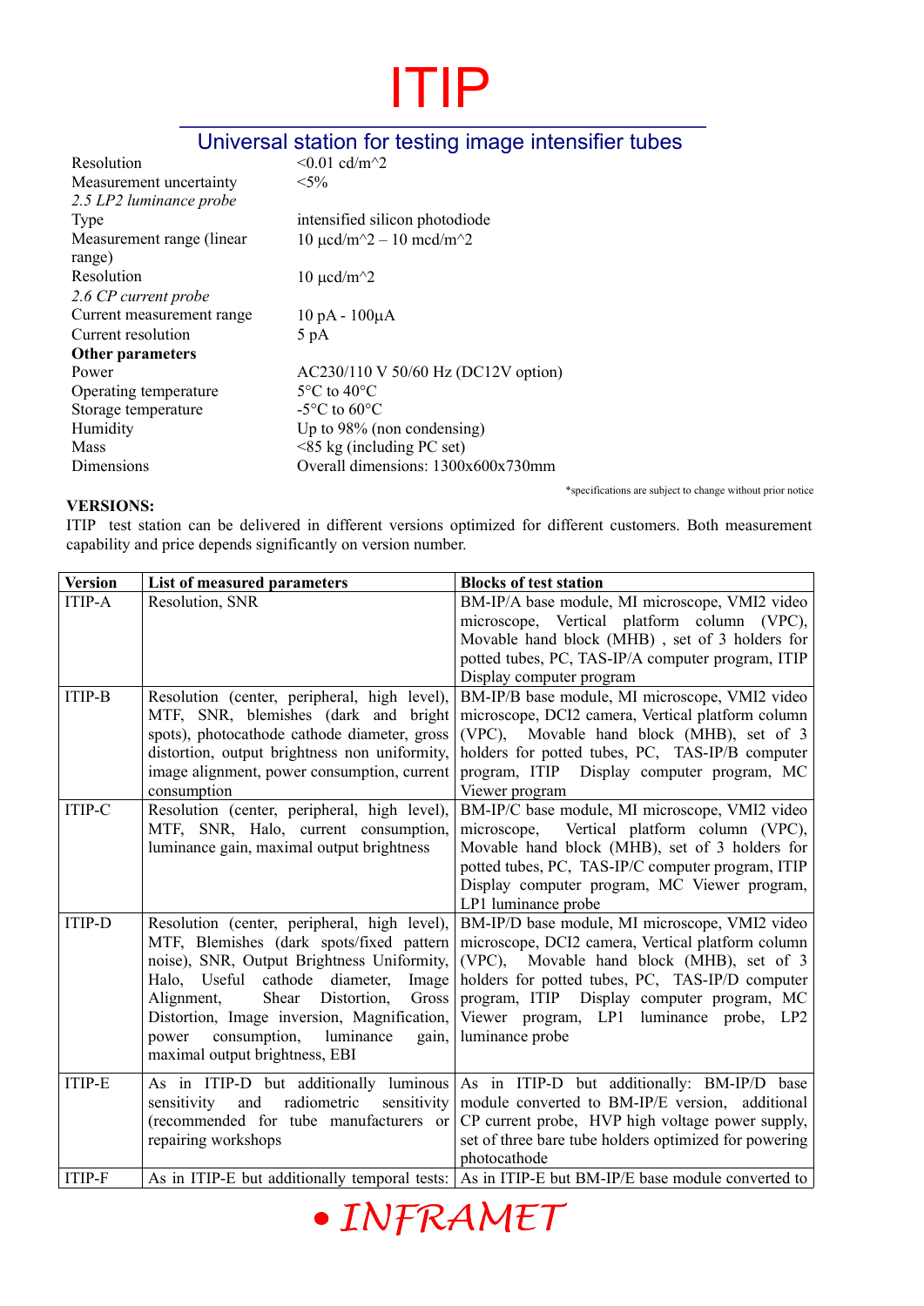# ITIP

## Universal station for testing image intensifier tubes

| | |
|---|---|
| Resolution | <0.01 cd/m^2 |
| Measurement uncertainty | <5% |
| *2.5 LP2 luminance probe* | |
| Type | intensified silicon photodiode |
| Measurement range (linear range) | 10 µcd/m^2 – 10 mcd/m^2 |
| Resolution | 10 µcd/m^2 |
| *2.6 CP current probe* | |
| Current measurement range | 10 pA - 100µA |
| Current resolution | 5 pA |
| **Other parameters** | |
| Power | AC230/110 V 50/60 Hz (DC12V option) |
| Operating temperature | 5°C to 40°C |
| Storage temperature | -5°C to 60°C |
| Humidity | Up to 98% (non condensing) |
| Mass | <85 kg (including PC set) |
| Dimensions | Overall dimensions: 1300x600x730mm |

*specifications are subject to change without prior notice

**VERSIONS:**

ITIP test station can be delivered in different versions optimized for different customers. Both measurement capability and price depends significantly on version number.

| Version | List of measured parameters | Blocks of test station |
|---|---|---|
| ITIP-A | Resolution, SNR | BM-IP/A base module, MI microscope, VMI2 video microscope, Vertical platform column (VPC), Movable hand block (MHB) , set of 3 holders for potted tubes, PC, TAS-IP/A computer program, ITIP Display computer program |
| ITIP-B | Resolution (center, peripheral, high level), MTF, SNR, blemishes (dark and bright spots), photocathode cathode diameter, gross distortion, output brightness non uniformity, image alignment, power consumption, current consumption | BM-IP/B base module, MI microscope, VMI2 video microscope, DCI2 camera, Vertical platform column (VPC), Movable hand block (MHB), set of 3 holders for potted tubes, PC, TAS-IP/B computer program, ITIP Display computer program, MC Viewer program |
| ITIP-C | Resolution (center, peripheral, high level), MTF, SNR, Halo, current consumption, luminance gain, maximal output brightness | BM-IP/C base module, MI microscope, VMI2 video microscope, Vertical platform column (VPC), Movable hand block (MHB), set of 3 holders for potted tubes, PC, TAS-IP/C computer program, ITIP Display computer program, MC Viewer program, LP1 luminance probe |
| ITIP-D | Resolution (center, peripheral, high level), MTF, Blemishes (dark spots/fixed pattern noise), SNR, Output Brightness Uniformity, Halo, Useful cathode diameter, Image Alignment, Shear Distortion, Gross Distortion, Image inversion, Magnification, power consumption, luminance gain, maximal output brightness, EBI | BM-IP/D base module, MI microscope, VMI2 video microscope, DCI2 camera, Vertical platform column (VPC), Movable hand block (MHB), set of 3 holders for potted tubes, PC, TAS-IP/D computer program, ITIP Display computer program, MC Viewer program, LP1 luminance probe, LP2 luminance probe |
| ITIP-E | As in ITIP-D but additionally luminous sensitivity and radiometric sensitivity (recommended for tube manufacturers or repairing workshops | As in ITIP-D but additionally: BM-IP/D base module converted to BM-IP/E version, additional CP current probe, HVP high voltage power supply, set of three bare tube holders optimized for powering photocathode |
| ITIP-F | As in ITIP-E but additionally temporal tests: | As in ITIP-E but BM-IP/E base module converted to |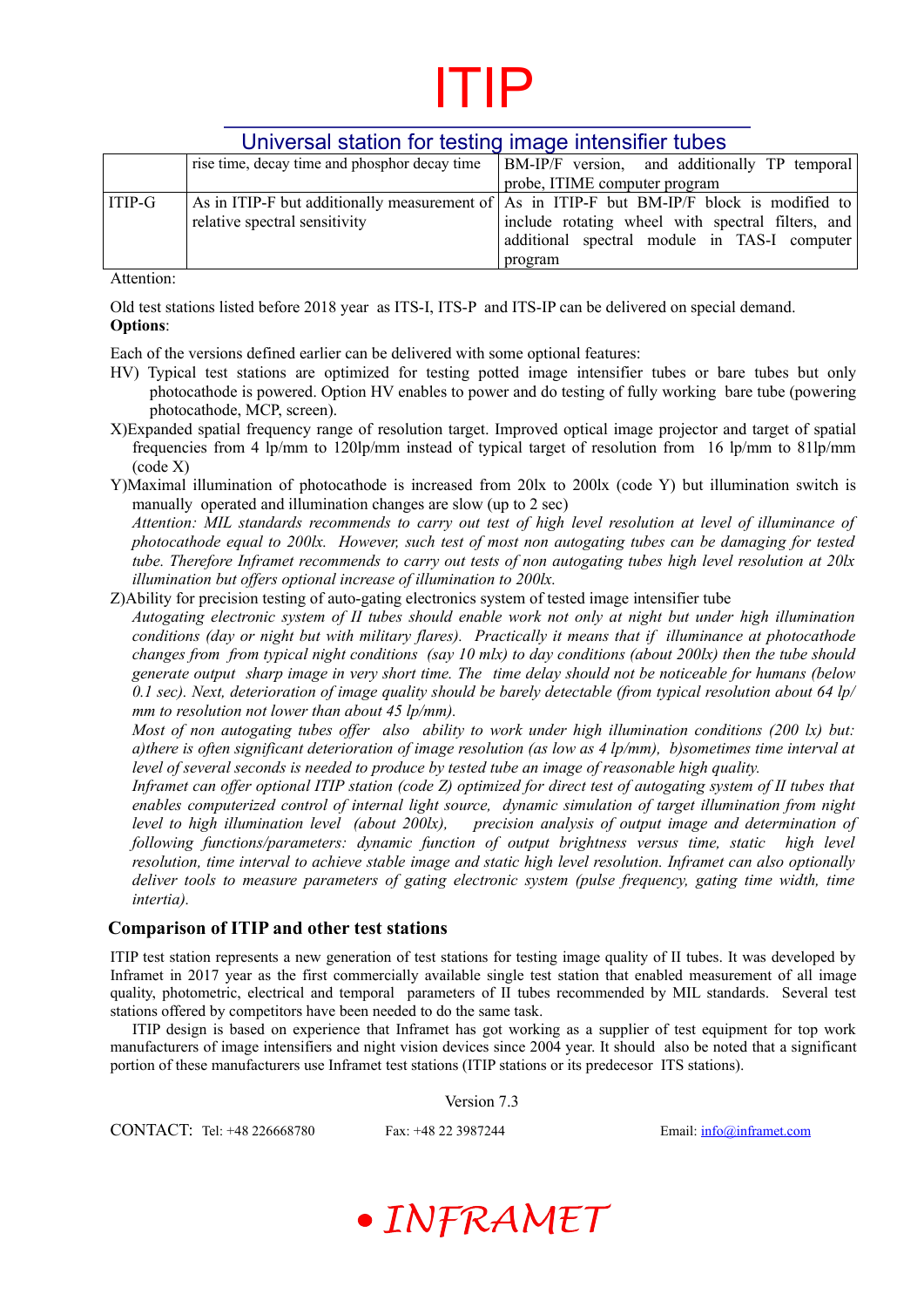| | | |
|---|---|---|
| | rise time, decay time and phosphor decay time | BM-IP/F version, and additionally TP temporal probe, ITIME computer program |
| ITIP-G | As in ITIP-F but additionally measurement of relative spectral sensitivity | As in ITIP-F but BM-IP/F block is modified to include rotating wheel with spectral filters, and additional spectral module in TAS-I computer program |

Attention:

Old test stations listed before 2018 year as ITS-I, ITS-P and ITS-IP can be delivered on special demand.

**Options**:

Each of the versions defined earlier can be delivered with some optional features:

HV) Typical test stations are optimized for testing potted image intensifier tubes or bare tubes but only photocathode is powered. Option HV enables to power and do testing of fully working bare tube (powering photocathode, MCP, screen).

X)Expanded spatial frequency range of resolution target. Improved optical image projector and target of spatial frequencies from 4 lp/mm to 120lp/mm instead of typical target of resolution from 16 lp/mm to 81lp/mm (code X)

Y)Maximal illumination of photocathode is increased from 20lx to 200lx (code Y) but illumination switch is manually operated and illumination changes are slow (up to 2 sec)

*Attention: MIL standards recommends to carry out test of high level resolution at level of illuminance of photocathode equal to 200lx. However, such test of most non autogating tubes can be damaging for tested tube. Therefore Inframet recommends to carry out tests of non autogating tubes high level resolution at 20lx illumination but offers optional increase of illumination to 200lx.*

Z)Ability for precision testing of auto-gating electronics system of tested image intensifier tube

*Autogating electronic system of II tubes should enable work not only at night but under high illumination conditions (day or night but with military flares). Practically it means that if illuminance at photocathode changes from from typical night conditions (say 10 mlx) to day conditions (about 200lx) then the tube should generate output sharp image in very short time. The time delay should not be noticeable for humans (below 0.1 sec). Next, deterioration of image quality should be barely detectable (from typical resolution about 64 lp/mm to resolution not lower than about 45 lp/mm).*

*Most of non autogating tubes offer also ability to work under high illumination conditions (200 lx) but: a)there is often significant deterioration of image resolution (as low as 4 lp/mm), b)sometimes time interval at level of several seconds is needed to produce by tested tube an image of reasonable high quality.*

*Inframet can offer optional ITIP station (code Z) optimized for direct test of autogating system of II tubes that enables computerized control of internal light source, dynamic simulation of target illumination from night level to high illumination level (about 200lx), precision analysis of output image and determination of following functions/parameters: dynamic function of output brightness versus time, static high level resolution, time interval to achieve stable image and static high level resolution. Inframet can also optionally deliver tools to measure parameters of gating electronic system (pulse frequency, gating time width, time intertia).*

## Comparison of ITIP and other test stations

ITIP test station represents a new generation of test stations for testing image quality of II tubes. It was developed by Inframet in 2017 year as the first commercially available single test station that enabled measurement of all image quality, photometric, electrical and temporal parameters of II tubes recommended by MIL standards. Several test stations offered by competitors have been needed to do the same task.

ITIP design is based on experience that Inframet has got working as a supplier of test equipment for top work manufacturers of image intensifiers and night vision devices since 2004 year. It should also be noted that a significant portion of these manufacturers use Inframet test stations (ITIP stations or its predecesor ITS stations).

Version 7.3

CONTACT: Tel: +48 226668780 Fax: +48 22 3987244 Email: info@inframet.com